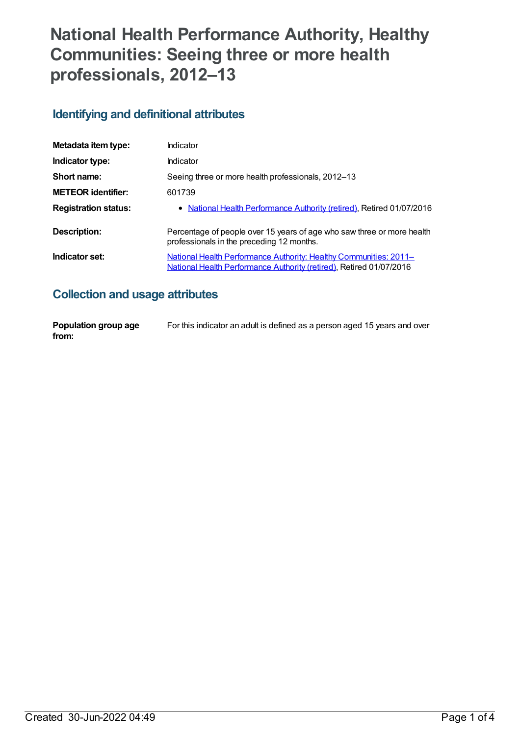# National Health Performance Authority, Healthy Communities: Seeing three or more health professionals, 2012–13

## Identifying and definitional attributes

| | |
|---|---|
| **Metadata item type:** | Indicator |
| **Indicator type:** | Indicator |
| **Short name:** | Seeing three or more health professionals, 2012–13 |
| **METEOR identifier:** | 601739 |
| **Registration status:** | • National Health Performance Authority (retired), Retired 01/07/2016 |
| **Description:** | Percentage of people over 15 years of age who saw three or more health professionals in the preceding 12 months. |
| **Indicator set:** | National Health Performance Authority: Healthy Communities: 2011– National Health Performance Authority (retired), Retired 01/07/2016 |

## Collection and usage attributes

| | |
|---|---|
| **Population group age from:** | For this indicator an adult is defined as a person aged 15 years and over |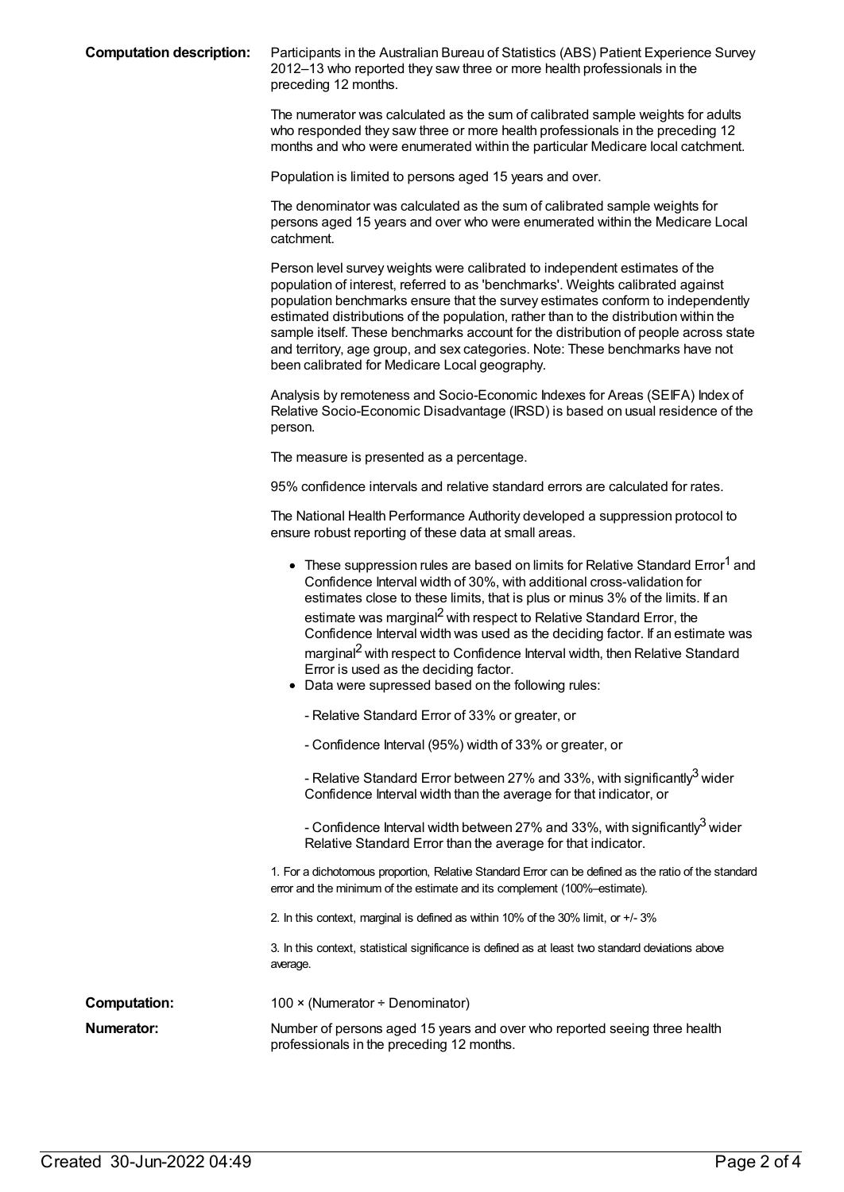**Computation description:** Participants in the Australian Bureau of Statistics (ABS) Patient Experience Survey 2012–13 who reported they saw three or more health professionals in the preceding 12 months.

The numerator was calculated as the sum of calibrated sample weights for adults who responded they saw three or more health professionals in the preceding 12 months and who were enumerated within the particular Medicare local catchment.

Population is limited to persons aged 15 years and over.

The denominator was calculated as the sum of calibrated sample weights for persons aged 15 years and over who were enumerated within the Medicare Local catchment.

Person level survey weights were calibrated to independent estimates of the population of interest, referred to as 'benchmarks'. Weights calibrated against population benchmarks ensure that the survey estimates conform to independently estimated distributions of the population, rather than to the distribution within the sample itself. These benchmarks account for the distribution of people across state and territory, age group, and sex categories. Note: These benchmarks have not been calibrated for Medicare Local geography.

Analysis by remoteness and Socio-Economic Indexes for Areas (SEIFA) Index of Relative Socio-Economic Disadvantage (IRSD) is based on usual residence of the person.

The measure is presented as a percentage.

95% confidence intervals and relative standard errors are calculated for rates.

The National Health Performance Authority developed a suppression protocol to ensure robust reporting of these data at small areas.

- These suppression rules are based on limits for Relative Standard Error[1] and Confidence Interval width of 30%, with additional cross-validation for estimates close to these limits, that is plus or minus 3% of the limits. If an estimate was marginal[2] with respect to Relative Standard Error, the Confidence Interval width was used as the deciding factor. If an estimate was marginal[2] with respect to Confidence Interval width, then Relative Standard Error is used as the deciding factor.
- Data were supressed based on the following rules:

  - Relative Standard Error of 33% or greater, or

  - Confidence Interval (95%) width of 33% or greater, or

  - Relative Standard Error between 27% and 33%, with significantly[3] wider Confidence Interval width than the average for that indicator, or

  - Confidence Interval width between 27% and 33%, with significantly[3] wider Relative Standard Error than the average for that indicator.

1. For a dichotomous proportion, Relative Standard Error can be defined as the ratio of the standard error and the minimum of the estimate and its complement (100%–estimate).

2. In this context, marginal is defined as within 10% of the 30% limit, or +/- 3%

3. In this context, statistical significance is defined as at least two standard deviations above average.

**Computation:** 100 × (Numerator ÷ Denominator)

**Numerator:** Number of persons aged 15 years and over who reported seeing three health professionals in the preceding 12 months.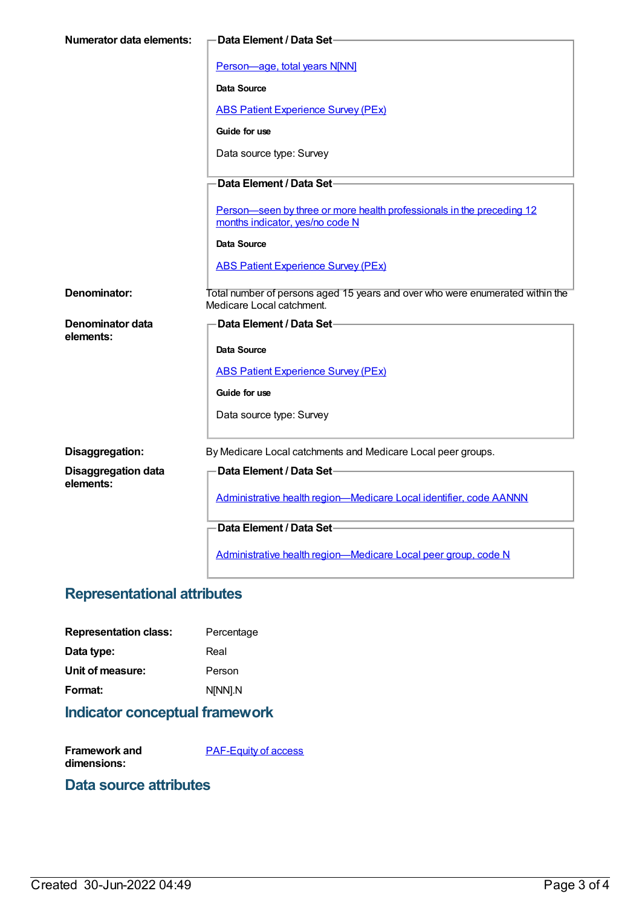**Numerator data elements:**

**Data Element / Data Set**

Person—age, total years N[NN]

**Data Source**

ABS Patient Experience Survey (PEx)

**Guide for use**

Data source type: Survey

**Data Element / Data Set**

Person—seen by three or more health professionals in the preceding 12 months indicator, yes/no code N

**Data Source**

ABS Patient Experience Survey (PEx)

**Denominator:** Total number of persons aged 15 years and over who were enumerated within the Medicare Local catchment.

**Denominator data elements:**

**Data Element / Data Set**

**Data Source**

ABS Patient Experience Survey (PEx)

**Guide for use**

Data source type: Survey

**Disaggregation:** By Medicare Local catchments and Medicare Local peer groups.

**Disaggregation data elements:**

**Data Element / Data Set**

Administrative health region—Medicare Local identifier, code AANNN

**Data Element / Data Set**

Administrative health region—Medicare Local peer group, code N

## Representational attributes

**Representation class:** Percentage

**Data type:** Real

**Unit of measure:** Person

**Format:** N[NN].N

## Indicator conceptual framework

**Framework and dimensions:** PAF-Equity of access

## Data source attributes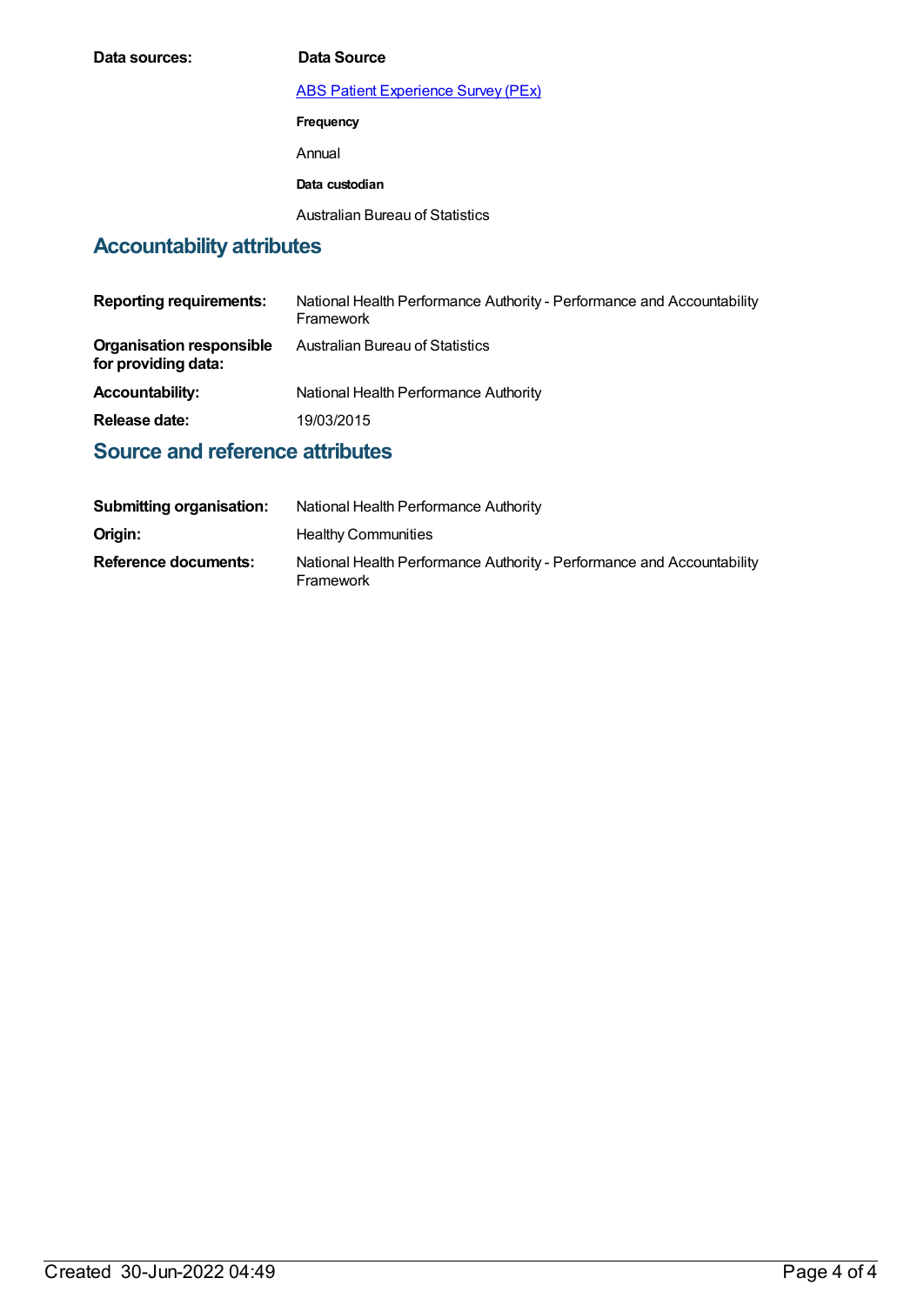**Data sources:**

**Data Source**

ABS Patient Experience Survey (PEx)

**Frequency**

Annual

**Data custodian**

Australian Bureau of Statistics

## Accountability attributes

| | |
|---|---|
| **Reporting requirements:** | National Health Performance Authority - Performance and Accountability Framework |
| **Organisation responsible for providing data:** | Australian Bureau of Statistics |
| **Accountability:** | National Health Performance Authority |
| **Release date:** | 19/03/2015 |

## Source and reference attributes

| | |
|---|---|
| **Submitting organisation:** | National Health Performance Authority |
| **Origin:** | Healthy Communities |
| **Reference documents:** | National Health Performance Authority - Performance and Accountability Framework |